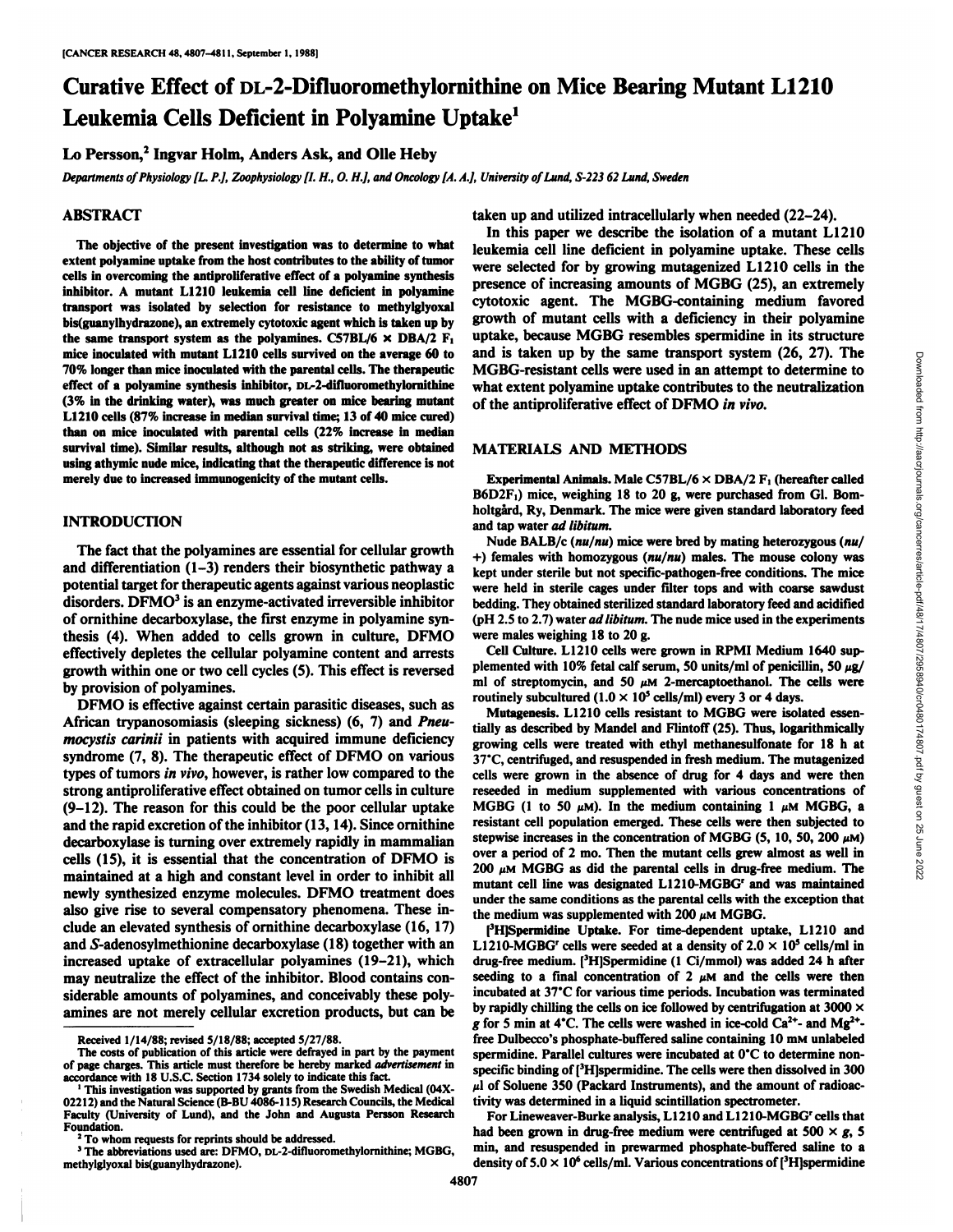# Curative Effect of DL-2-Difluoromethylornithine on Mice Bearing Mutant L1210 Leukemia Cells Deficient in Polyamine Uptake[1]

Lo Persson,[2] Ingvar Holm, Anders Ask, and Olle Heby

*Departments of Physiology [L. P.], Zoophysiology [I. H., O. H.], and Oncology [A. A.], University of Lund, S-223 62 Lund, Sweden*

## ABSTRACT

The objective of the present investigation was to determine to what extent polyamine uptake from the host contributes to the ability of tumor cells in overcoming the antiproliferative effect of a polyamine synthesis inhibitor. A mutant L1210 leukemia cell line deficient in polyamine transport was isolated by selection for resistance to methylglyoxal bis(guanylhydrazone), an extremely cytotoxic agent which is taken up by the same transport system as the polyamines. C57BL/6 × DBA/2 $F_1$ mice inoculated with mutant L1210 cells survived on the average 60 to 70% longer than mice inoculated with the parental cells. The therapeutic effect of a polyamine synthesis inhibitor, DL-2-difluoromethylornithine (3% in the drinking water), was much greater on mice bearing mutant L1210 cells (87% increase in median survival time; 13 of 40 mice cured) than on mice inoculated with parental cells (22% increase in median survival time). Similar results, although not as striking, were obtained using athymic nude mice, indicating that the therapeutic difference is not merely due to increased immunogenicity of the mutant cells.

## INTRODUCTION

The fact that the polyamines are essential for cellular growth and differentiation (1–3) renders their biosynthetic pathway a potential target for therapeutic agents against various neoplastic disorders. DFMO[3] is an enzyme-activated irreversible inhibitor of ornithine decarboxylase, the first enzyme in polyamine synthesis (4). When added to cells grown in culture, DFMO effectively depletes the cellular polyamine content and arrests growth within one or two cell cycles (5). This effect is reversed by provision of polyamines.

DFMO is effective against certain parasitic diseases, such as African trypanosomiasis (sleeping sickness) (6, 7) and *Pneumocystis carinii* in patients with acquired immune deficiency syndrome (7, 8). The therapeutic effect of DFMO on various types of tumors *in vivo*, however, is rather low compared to the strong antiproliferative effect obtained on tumor cells in culture (9–12). The reason for this could be the poor cellular uptake and the rapid excretion of the inhibitor (13, 14). Since ornithine decarboxylase is turning over extremely rapidly in mammalian cells (15), it is essential that the concentration of DFMO is maintained at a high and constant level in order to inhibit all newly synthesized enzyme molecules. DFMO treatment does also give rise to several compensatory phenomena. These include an elevated synthesis of ornithine decarboxylase (16, 17) and *S*-adenosylmethionine decarboxylase (18) together with an increased uptake of extracellular polyamines (19–21), which may neutralize the effect of the inhibitor. Blood contains considerable amounts of polyamines, and conceivably these polyamines are not merely cellular excretion products, but can be taken up and utilized intracellularly when needed (22–24).

In this paper we describe the isolation of a mutant L1210 leukemia cell line deficient in polyamine uptake. These cells were selected for by growing mutagenized L1210 cells in the presence of increasing amounts of MGBG (25), an extremely cytotoxic agent. The MGBG-containing medium favored growth of mutant cells with a deficiency in their polyamine uptake, because MGBG resembles spermidine in its structure and is taken up by the same transport system (26, 27). The MGBG-resistant cells were used in an attempt to determine to what extent polyamine uptake contributes to the neutralization of the antiproliferative effect of DFMO *in vivo*.

## MATERIALS AND METHODS

**Experimental Animals.** Male C57BL/6 × DBA/2 $F_1$ (hereafter called B6D2$F_1$) mice, weighing 18 to 20 g, were purchased from Gl. Bomholtgård, Ry, Denmark. The mice were given standard laboratory feed and tap water *ad libitum*.

Nude BALB/c (*nu/nu*) mice were bred by mating heterozygous (*nu/+*) females with homozygous (*nu/nu*) males. The mouse colony was kept under sterile but not specific-pathogen-free conditions. The mice were held in sterile cages under filter tops and with coarse sawdust bedding. They obtained sterilized standard laboratory feed and acidified (pH 2.5 to 2.7) water *ad libitum*. The nude mice used in the experiments were males weighing 18 to 20 g.

**Cell Culture.** L1210 cells were grown in RPMI Medium 1640 supplemented with 10% fetal calf serum, 50 units/ml of penicillin, 50 μg/ml of streptomycin, and 50 μM 2-mercaptoethanol. The cells were routinely subcultured ($1.0 \times 10^5$ cells/ml) every 3 or 4 days.

**Mutagenesis.** L1210 cells resistant to MGBG were isolated essentially as described by Mandel and Flintoff (25). Thus, logarithmically growing cells were treated with ethyl methanesulfonate for 18 h at 37°C, centrifuged, and resuspended in fresh medium. The mutagenized cells were grown in the absence of drug for 4 days and were then reseeded in medium supplemented with various concentrations of MGBG (1 to 50 μM). In the medium containing 1 μM MGBG, a resistant cell population emerged. These cells were then subjected to stepwise increases in the concentration of MGBG (5, 10, 50, 200 μM) over a period of 2 mo. Then the mutant cells grew almost as well in 200 μM MGBG as did the parental cells in drug-free medium. The mutant cell line was designated L1210-MGBG$^r$ and was maintained under the same conditions as the parental cells with the exception that the medium was supplemented with 200 μM MGBG.

**[$^3$H]Spermidine Uptake.** For time-dependent uptake, L1210 and L1210-MGBG$^r$ cells were seeded at a density of $2.0 \times 10^5$ cells/ml in drug-free medium. [$^3$H]Spermidine (1 Ci/mmol) was added 24 h after seeding to a final concentration of 2 μM and the cells were then incubated at 37°C for various time periods. Incubation was terminated by rapidly chilling the cells on ice followed by centrifugation at 3000 × *g* for 5 min at 4°C. The cells were washed in ice-cold $Ca^{2+}$- and $Mg^{2+}$-free Dulbecco's phosphate-buffered saline containing 10 mM unlabeled spermidine. Parallel cultures were incubated at 0°C to determine nonspecific binding of [$^3$H]spermidine. The cells were then dissolved in 300 μl of Soluene 350 (Packard Instruments), and the amount of radioactivity was determined in a liquid scintillation spectrometer.

For Lineweaver-Burke analysis, L1210 and L1210-MGBG$^r$ cells that had been grown in drug-free medium were centrifuged at 500 × *g*, 5 min, and resuspended in prewarmed phosphate-buffered saline to a density of $5.0 \times 10^6$ cells/ml. Various concentrations of [$^3$H]spermidine

Received 1/14/88; revised 5/18/88; accepted 5/27/88.

The costs of publication of this article were defrayed in part by the payment of page charges. This article must therefore be hereby marked *advertisement* in accordance with 18 U.S.C. Section 1734 solely to indicate this fact.

[1] This investigation was supported by grants from the Swedish Medical (04X-02212) and the Natural Science (B-BU 4086-115) Research Councils, the Medical Faculty (University of Lund), and the John and Augusta Persson Research Foundation.

[2] To whom requests for reprints should be addressed.

[3] The abbreviations used are: DFMO, DL-2-difluoromethylornithine; MGBG, methylglyoxal bis(guanylhydrazone).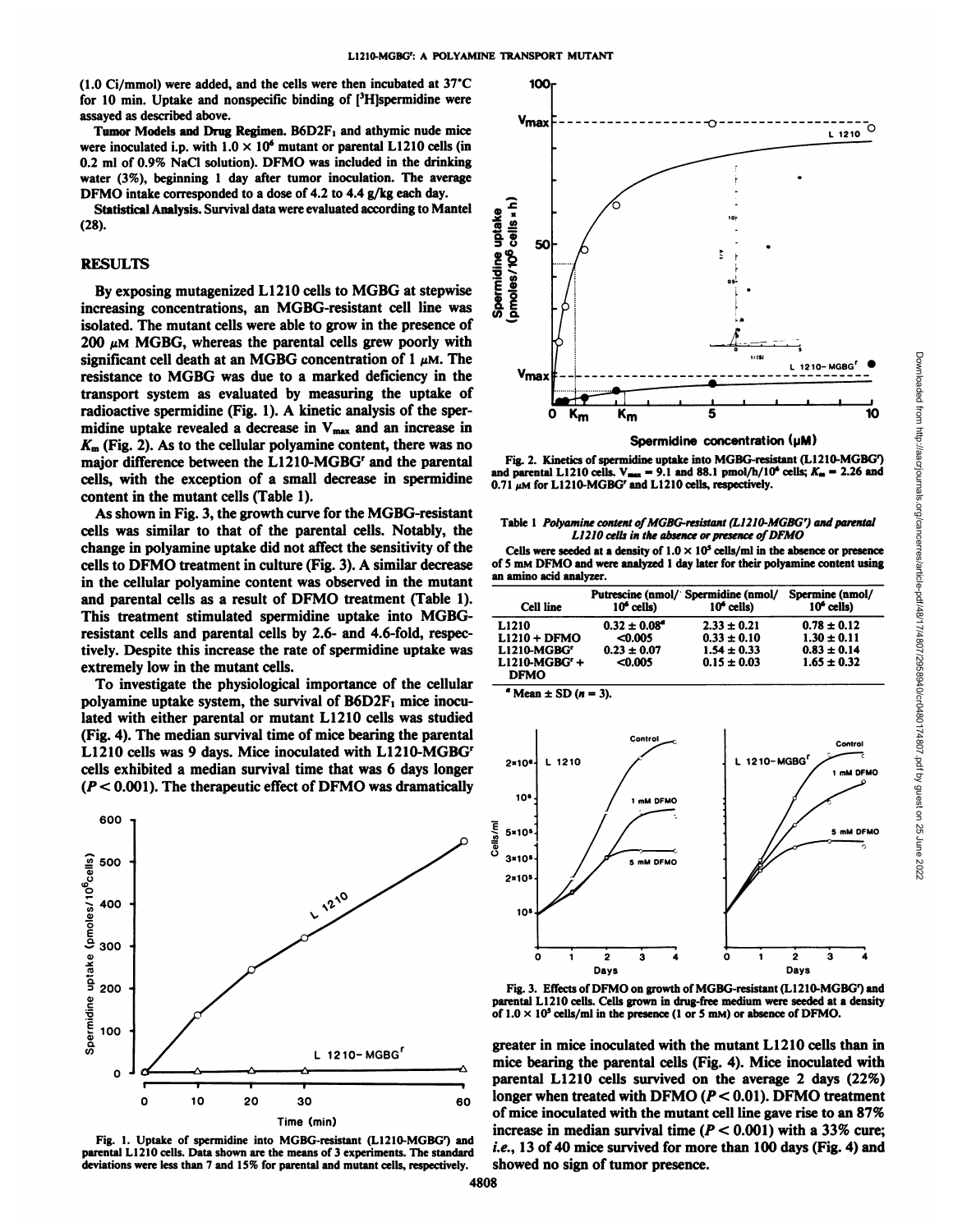(1.0 Ci/mmol) were added, and the cells were then incubated at 37°C for 10 min. Uptake and nonspecific binding of [$^3$H]spermidine were assayed as described above.

**Tumor Models and Drug Regimen.** B6D2F$_1$ and athymic nude mice were inoculated i.p. with $1.0 \times 10^6$ mutant or parental L1210 cells (in 0.2 ml of 0.9% NaCl solution). DFMO was included in the drinking water (3%), beginning 1 day after tumor inoculation. The average DFMO intake corresponded to a dose of 4.2 to 4.4 g/kg each day.

**Statistical Analysis.** Survival data were evaluated according to Mantel (28).

## RESULTS

By exposing mutagenized L1210 cells to MGBG at stepwise increasing concentrations, an MGBG-resistant cell line was isolated. The mutant cells were able to grow in the presence of 200 $\mu$M MGBG, whereas the parental cells grew poorly with significant cell death at an MGBG concentration of 1 $\mu$M. The resistance to MGBG was due to a marked deficiency in the transport system as evaluated by measuring the uptake of radioactive spermidine (Fig. 1). A kinetic analysis of the spermidine uptake revealed a decrease in $V_{max}$ and an increase in $K_m$ (Fig. 2). As to the cellular polyamine content, there was no major difference between the L1210-MGBG$^r$ and the parental cells, with the exception of a small decrease in spermidine content in the mutant cells (Table 1).

As shown in Fig. 3, the growth curve for the MGBG-resistant cells was similar to that of the parental cells. Notably, the change in polyamine uptake did not affect the sensitivity of the cells to DFMO treatment in culture (Fig. 3). A similar decrease in the cellular polyamine content was observed in the mutant and parental cells as a result of DFMO treatment (Table 1). This treatment stimulated spermidine uptake into MGBG-resistant cells and parental cells by 2.6- and 4.6-fold, respectively. Despite this increase the rate of spermidine uptake was extremely low in the mutant cells.

To investigate the physiological importance of the cellular polyamine uptake system, the survival of B6D2F$_1$ mice inoculated with either parental or mutant L1210 cells was studied (Fig. 4). The median survival time of mice bearing the parental L1210 cells was 9 days. Mice inoculated with L1210-MGBG$^r$ cells exhibited a median survival time that was 6 days longer ($P < 0.001$). The therapeutic effect of DFMO was dramatically greater in mice inoculated with the mutant L1210 cells than in mice bearing the parental cells (Fig. 4). Mice inoculated with parental L1210 cells survived on the average 2 days (22%) longer when treated with DFMO ($P < 0.01$). DFMO treatment of mice inoculated with the mutant cell line gave rise to an 87% increase in median survival time ($P < 0.001$) with a 33% cure; *i.e.*, 13 of 40 mice survived for more than 100 days (Fig. 4) and showed no sign of tumor presence.

Fig. 1. Uptake of spermidine into MGBG-resistant (L1210-MGBG$^r$) and parental L1210 cells. Data shown are the means of 3 experiments. The standard deviations were less than 7 and 15% for parental and mutant cells, respectively.

Fig. 2. Kinetics of spermidine uptake into MGBG-resistant (L1210-MGBG$^r$) and parental L1210 cells. $V_{max}$ = 9.1 and 88.1 pmol/h/10$^6$ cells; $K_m$ = 2.26 and 0.71 $\mu$M for L1210-MGBG$^r$ and L1210 cells, respectively.

Table 1 *Polyamine content of MGBG-resistant (L1210-MGBG$^r$) and parental L1210 cells in the absence or presence of DFMO*

Cells were seeded at a density of $1.0 \times 10^5$ cells/ml in the absence or presence of 5 mM DFMO and were analyzed 1 day later for their polyamine content using an amino acid analyzer.

| Cell line | Putrescine (nmol/10$^6$ cells) | Spermidine (nmol/10$^6$ cells) | Spermine (nmol/10$^6$ cells) |
|---|---|---|---|
| L1210 | 0.32 ± 0.08[a] | 2.33 ± 0.21 | 0.78 ± 0.12 |
| L1210 + DFMO | <0.005 | 0.33 ± 0.10 | 1.30 ± 0.11 |
| L1210-MGBG$^r$ | 0.23 ± 0.07 | 1.54 ± 0.33 | 0.83 ± 0.14 |
| L1210-MGBG$^r$ + DFMO | <0.005 | 0.15 ± 0.03 | 1.65 ± 0.32 |

[a] Mean ± SD ($n$ = 3).

Fig. 3. Effects of DFMO on growth of MGBG-resistant (L1210-MGBG$^r$) and parental L1210 cells. Cells grown in drug-free medium were seeded at a density of $1.0 \times 10^5$ cells/ml in the presence (1 or 5 mM) or absence of DFMO.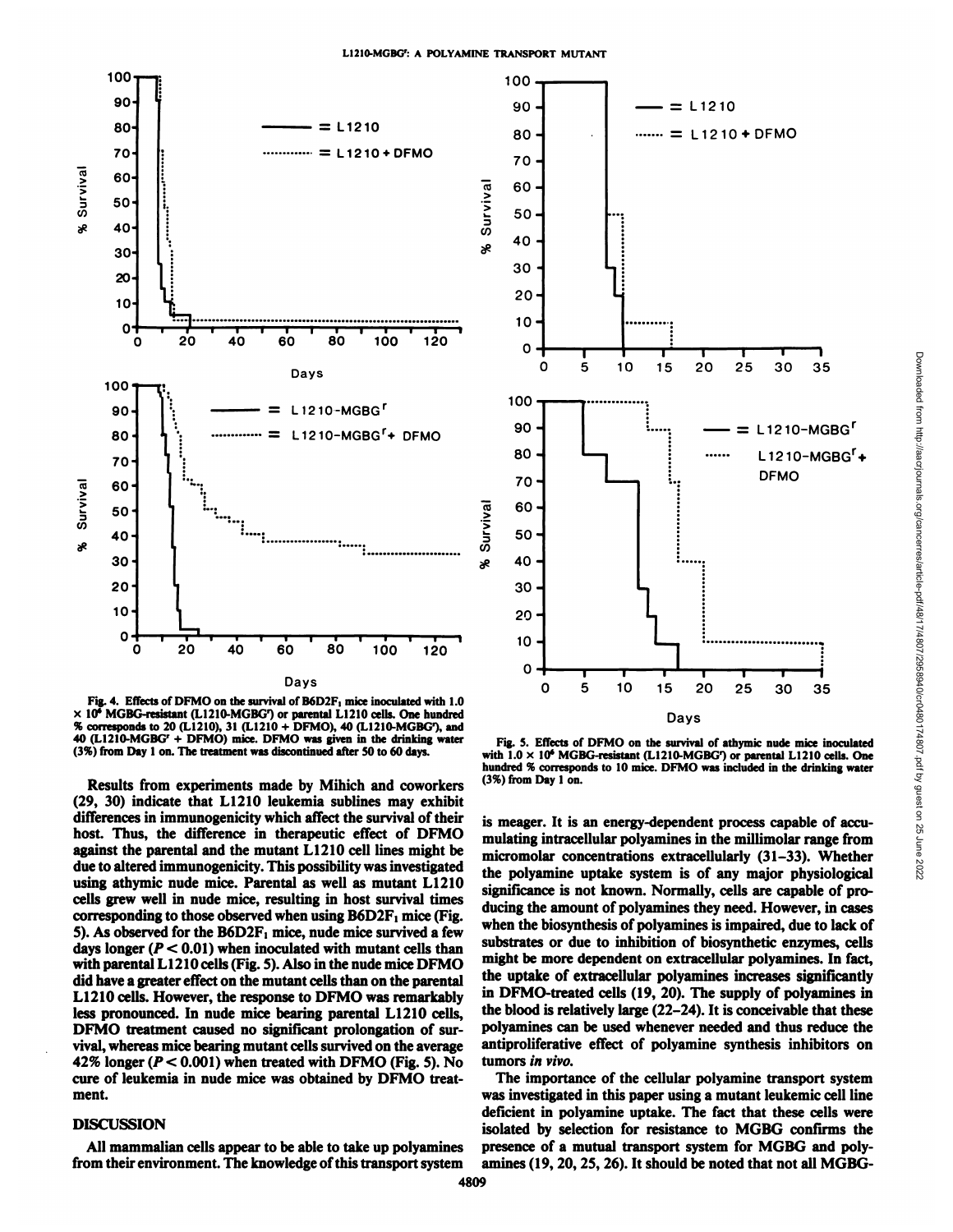Fig. 4. Effects of DFMO on the survival of $B6D2F_1$ mice inoculated with $1.0 \times 10^6$ MGBG-resistant (L1210-MGBG$^r$) or parental L1210 cells. One hundred % corresponds to 20 (L1210), 31 (L1210 + DFMO), 40 (L1210-MGBG$^r$), and 40 (L1210-MGBG$^r$ + DFMO) mice. DFMO was given in the drinking water (3%) from Day 1 on. The treatment was discontinued after 50 to 60 days.

Fig. 5. Effects of DFMO on the survival of athymic nude mice inoculated with $1.0 \times 10^6$ MGBG-resistant (L1210-MGBG$^r$) or parental L1210 cells. One hundred % corresponds to 10 mice. DFMO was included in the drinking water (3%) from Day 1 on.

Results from experiments made by Mihich and coworkers (29, 30) indicate that L1210 leukemia sublines may exhibit differences in immunogenicity which affect the survival of their host. Thus, the difference in therapeutic effect of DFMO against the parental and the mutant L1210 cell lines might be due to altered immunogenicity. This possibility was investigated using athymic nude mice. Parental as well as mutant L1210 cells grew well in nude mice, resulting in host survival times corresponding to those observed when using $B6D2F_1$ mice (Fig. 5). As observed for the $B6D2F_1$ mice, nude mice survived a few days longer ($P < 0.01$) when inoculated with mutant cells than with parental L1210 cells (Fig. 5). Also in the nude mice DFMO did have a greater effect on the mutant cells than on the parental L1210 cells. However, the response to DFMO was remarkably less pronounced. In nude mice bearing parental L1210 cells, DFMO treatment caused no significant prolongation of survival, whereas mice bearing mutant cells survived on the average 42% longer ($P < 0.001$) when treated with DFMO (Fig. 5). No cure of leukemia in nude mice was obtained by DFMO treatment.

## DISCUSSION

All mammalian cells appear to be able to take up polyamines from their environment. The knowledge of this transport system is meager. It is an energy-dependent process capable of accumulating intracellular polyamines in the millimolar range from micromolar concentrations extracellularly (31–33). Whether the polyamine uptake system is of any major physiological significance is not known. Normally, cells are capable of producing the amount of polyamines they need. However, in cases when the biosynthesis of polyamines is impaired, due to lack of substrates or due to inhibition of biosynthetic enzymes, cells might be more dependent on extracellular polyamines. In fact, the uptake of extracellular polyamines increases significantly in DFMO-treated cells (19, 20). The supply of polyamines in the blood is relatively large (22–24). It is conceivable that these polyamines can be used whenever needed and thus reduce the antiproliferative effect of polyamine synthesis inhibitors on tumors *in vivo*.

The importance of the cellular polyamine transport system was investigated in this paper using a mutant leukemic cell line deficient in polyamine uptake. The fact that these cells were isolated by selection for resistance to MGBG confirms the presence of a mutual transport system for MGBG and polyamines (19, 20, 25, 26). It should be noted that not all MGBG-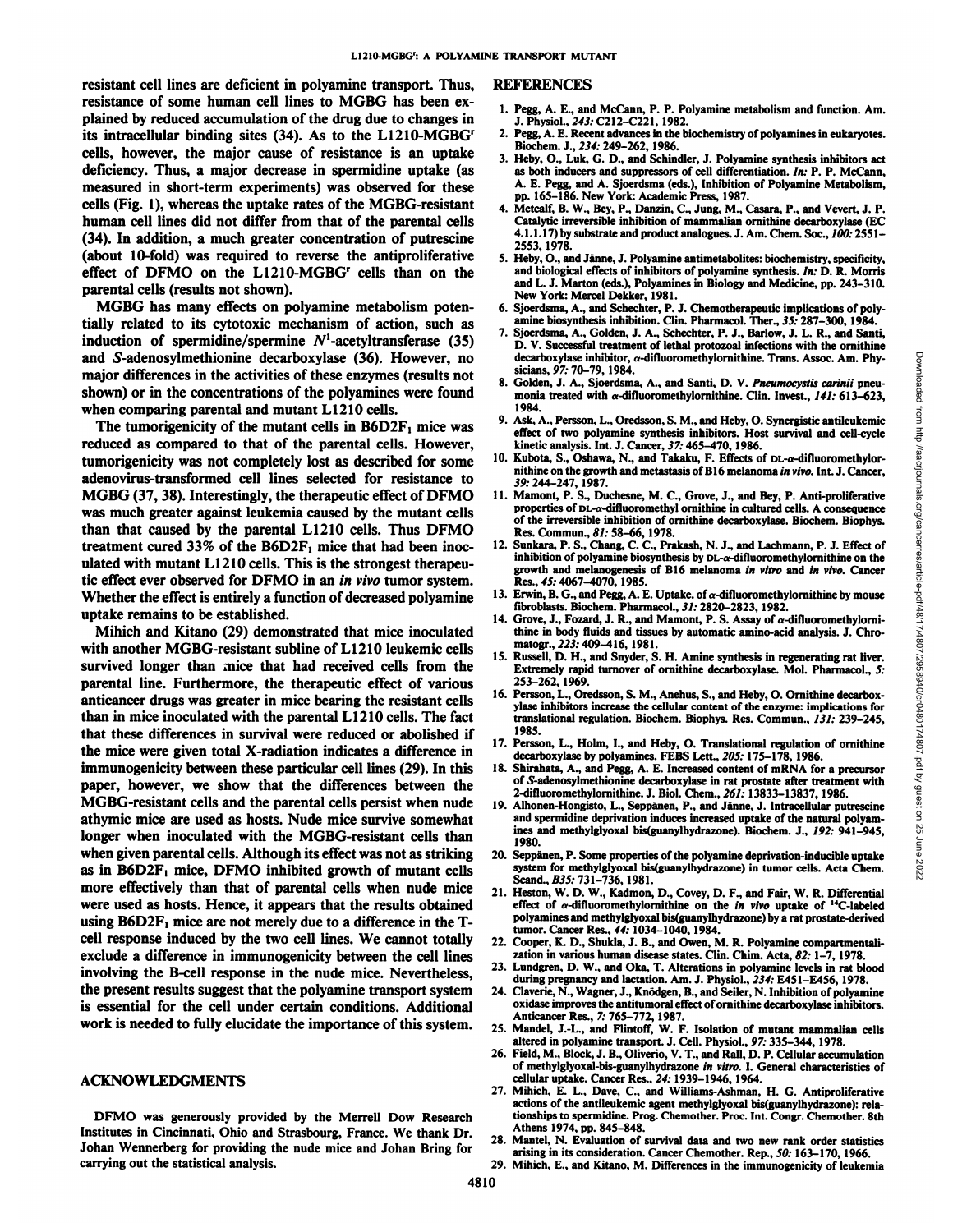resistant cell lines are deficient in polyamine transport. Thus, resistance of some human cell lines to MGBG has been explained by reduced accumulation of the drug due to changes in its intracellular binding sites (34). As to the L1210-MGBG$^r$ cells, however, the major cause of resistance is an uptake deficiency. Thus, a major decrease in spermidine uptake (as measured in short-term experiments) was observed for these cells (Fig. 1), whereas the uptake rates of the MGBG-resistant human cell lines did not differ from that of the parental cells (34). In addition, a much greater concentration of putrescine (about 10-fold) was required to reverse the antiproliferative effect of DFMO on the L1210-MGBG$^r$ cells than on the parental cells (results not shown).

MGBG has many effects on polyamine metabolism potentially related to its cytotoxic mechanism of action, such as induction of spermidine/spermine $N^1$-acetyltransferase (35) and *S*-adenosylmethionine decarboxylase (36). However, no major differences in the activities of these enzymes (results not shown) or in the concentrations of the polyamines were found when comparing parental and mutant L1210 cells.

The tumorigenicity of the mutant cells in $B6D2F_1$ mice was reduced as compared to that of the parental cells. However, tumorigenicity was not completely lost as described for some adenovirus-transformed cell lines selected for resistance to MGBG (37, 38). Interestingly, the therapeutic effect of DFMO was much greater against leukemia caused by the mutant cells than that caused by the parental L1210 cells. Thus DFMO treatment cured 33% of the $B6D2F_1$ mice that had been inoculated with mutant L1210 cells. This is the strongest therapeutic effect ever observed for DFMO in an *in vivo* tumor system. Whether the effect is entirely a function of decreased polyamine uptake remains to be established.

Mihich and Kitano (29) demonstrated that mice inoculated with another MGBG-resistant subline of L1210 leukemic cells survived longer than mice that had received cells from the parental line. Furthermore, the therapeutic effect of various anticancer drugs was greater in mice bearing the resistant cells than in mice inoculated with the parental L1210 cells. The fact that these differences in survival were reduced or abolished if the mice were given total X-radiation indicates a difference in immunogenicity between these particular cell lines (29). In this paper, however, we show that the differences between the MGBG-resistant cells and the parental cells persist when nude athymic mice are used as hosts. Nude mice survive somewhat longer when inoculated with the MGBG-resistant cells than when given parental cells. Although its effect was not as striking as in $B6D2F_1$ mice, DFMO inhibited growth of mutant cells more effectively than that of parental cells when nude mice were used as hosts. Hence, it appears that the results obtained using $B6D2F_1$ mice are not merely due to a difference in the T-cell response induced by the two cell lines. We cannot totally exclude a difference in immunogenicity between the cell lines involving the B-cell response in the nude mice. Nevertheless, the present results suggest that the polyamine transport system is essential for the cell under certain conditions. Additional work is needed to fully elucidate the importance of this system.

## ACKNOWLEDGMENTS

DFMO was generously provided by the Merrell Dow Research Institutes in Cincinnati, Ohio and Strasbourg, France. We thank Dr. Johan Wennerberg for providing the nude mice and Johan Bring for carrying out the statistical analysis.

## REFERENCES

1. Pegg, A. E., and McCann, P. P. Polyamine metabolism and function. Am. J. Physiol., *243:* C212–C221, 1982.
2. Pegg, A. E. Recent advances in the biochemistry of polyamines in eukaryotes. Biochem. J., *234:* 249–262, 1986.
3. Heby, O., Luk, G. D., and Schindler, J. Polyamine synthesis inhibitors act as both inducers and suppressors of cell differentiation. *In:* P. P. McCann, A. E. Pegg, and A. Sjoerdsma (eds.), Inhibition of Polyamine Metabolism, pp. 165–186. New York: Academic Press, 1987.
4. Metcalf, B. W., Bey, P., Danzin, C., Jung, M., Casara, P., and Vevert, J. P. Catalytic irreversible inhibition of mammalian ornithine decarboxylase (EC 4.1.1.17) by substrate and product analogues. J. Am. Chem. Soc., *100:* 2551–2553, 1978.
5. Heby, O., and Jänne, J. Polyamine antimetabolites: biochemistry, specificity, and biological effects of inhibitors of polyamine synthesis. *In:* D. R. Morris and L. J. Marton (eds.), Polyamines in Biology and Medicine, pp. 243–310. New York: Mercel Dekker, 1981.
6. Sjoerdsma, A., and Schechter, P. J. Chemotherapeutic implications of polyamine biosynthesis inhibition. Clin. Pharmacol. Ther., *35:* 287–300, 1984.
7. Sjoerdsma, A., Golden, J. A., Schechter, P. J., Barlow, J. L. R., and Santi, D. V. Successful treatment of lethal protozoal infections with the ornithine decarboxylase inhibitor, α-difluoromethylornithine. Trans. Assoc. Am. Physicians, *97:* 70–79, 1984.
8. Golden, J. A., Sjoerdsma, A., and Santi, D. V. *Pneumocystis carinii* pneumonia treated with α-difluoromethylornithine. Clin. Invest., *141:* 613–623, 1984.
9. Ask, A., Persson, L., Oredsson, S. M., and Heby, O. Synergistic antileukemic effect of two polyamine synthesis inhibitors. Host survival and cell-cycle kinetic analysis. Int. J. Cancer, *37:* 465–470, 1986.
10. Kubota, S., Oshawa, N., and Takaku, F. Effects of DL-α-difluoromethylornithine on the growth and metastasis of B16 melanoma *in vivo.* Int. J. Cancer, *39:* 244–247, 1987.
11. Mamont, P. S., Duchesne, M. C., Grove, J., and Bey, P. Anti-proliferative properties of DL-α-difluoromethyl ornithine in cultured cells. A consequence of the irreversible inhibition of ornithine decarboxylase. Biochem. Biophys. Res. Commun., *81:* 58–66, 1978.
12. Sunkara, P. S., Chang, C. C., Prakash, N. J., and Lachmann, P. J. Effect of inhibition of polyamine biosynthesis by DL-α-difluoromethylornithine on the growth and melanogenesis of B16 melanoma *in vitro* and *in vivo.* Cancer Res., *45:* 4067–4070, 1985.
13. Erwin, B. G., and Pegg, A. E. Uptake. of α-difluoromethylornithine by mouse fibroblasts. Biochem. Pharmacol., *31:* 2820–2823, 1982.
14. Grove, J., Fozard, J. R., and Mamont, P. S. Assay of α-difluoromethylornithine in body fluids and tissues by automatic amino-acid analysis. J. Chromatogr., *223:* 409–416, 1981.
15. Russell, D. H., and Snyder, S. H. Amine synthesis in regenerating rat liver. Extremely rapid turnover of ornithine decarboxylase. Mol. Pharmacol., *5:* 253–262, 1969.
16. Persson, L., Oredsson, S. M., Anehus, S., and Heby, O. Ornithine decarboxylase inhibitors increase the cellular content of the enzyme: implications for translational regulation. Biochem. Biophys. Res. Commun., *131:* 239–245, 1985.
17. Persson, L., Holm, I., and Heby, O. Translational regulation of ornithine decarboxylase by polyamines. FEBS Lett., *205:* 175–178, 1986.
18. Shirahata, A., and Pegg, A. E. Increased content of mRNA for a precursor of *S*-adenosylmethionine decarboxylase in rat prostate after treatment with 2-difluoromethylornithine. J. Biol. Chem., *261:* 13833–13837, 1986.
19. Alhonen-Hongisto, L., Seppänen, P., and Jänne, J. Intracellular putrescine and spermidine deprivation induces increased uptake of the natural polyamines and methylglyoxal bis(guanylhydrazone). Biochem. J., *192:* 941–945, 1980.
20. Seppänen, P. Some properties of the polyamine deprivation-inducible uptake system for methylglyoxal bis(guanylhydrazone) in tumor cells. Acta Chem. Scand., *B35:* 731–736, 1981.
21. Heston, W. D. W., Kadmon, D., Covey, D. F., and Fair, W. R. Differential effect of α-difluoromethylornithine on the *in vivo* uptake of $^{14}$C-labeled polyamines and methylglyoxal bis(guanylhydrazone) by a rat prostate-derived tumor. Cancer Res., *44:* 1034–1040, 1984.
22. Cooper, K. D., Shukla, J. B., and Owen, M. R. Polyamine compartmentalization in various human disease states. Clin. Chim. Acta, *82:* 1–7, 1978.
23. Lundgren, D. W., and Oka, T. Alterations in polyamine levels in rat blood during pregnancy and lactation. Am. J. Physiol., *234:* E451–E456, 1978.
24. Claverie, N., Wagner, J., Knödgen, B., and Seiler, N. Inhibition of polyamine oxidase improves the antitumoral effect of ornithine decarboxylase inhibitors. Anticancer Res., *7:* 765–772, 1987.
25. Mandel, J.-L., and Flintoff, W. F. Isolation of mutant mammalian cells altered in polyamine transport. J. Cell. Physiol., *97:* 335–344, 1978.
26. Field, M., Block, J. B., Oliverio, V. T., and Rall, D. P. Cellular accumulation of methylglyoxal-bis-guanylhydrazone *in vitro.* I. General characteristics of cellular uptake. Cancer Res., *24:* 1939–1946, 1964.
27. Mihich, E. L., Dave, C., and Williams-Ashman, H. G. Antiproliferative actions of the antileukemic agent methylglyoxal bis(guanylhydrazone): relationships to spermidine. Prog. Chemother. Proc. Int. Congr. Chemother. 8th Athens 1974, pp. 845–848.
28. Mantel, N. Evaluation of survival data and two new rank order statistics arising in its consideration. Cancer Chemother. Rep., *50:* 163–170, 1966.
29. Mihich, E., and Kitano, M. Differences in the immunogenicity of leukemia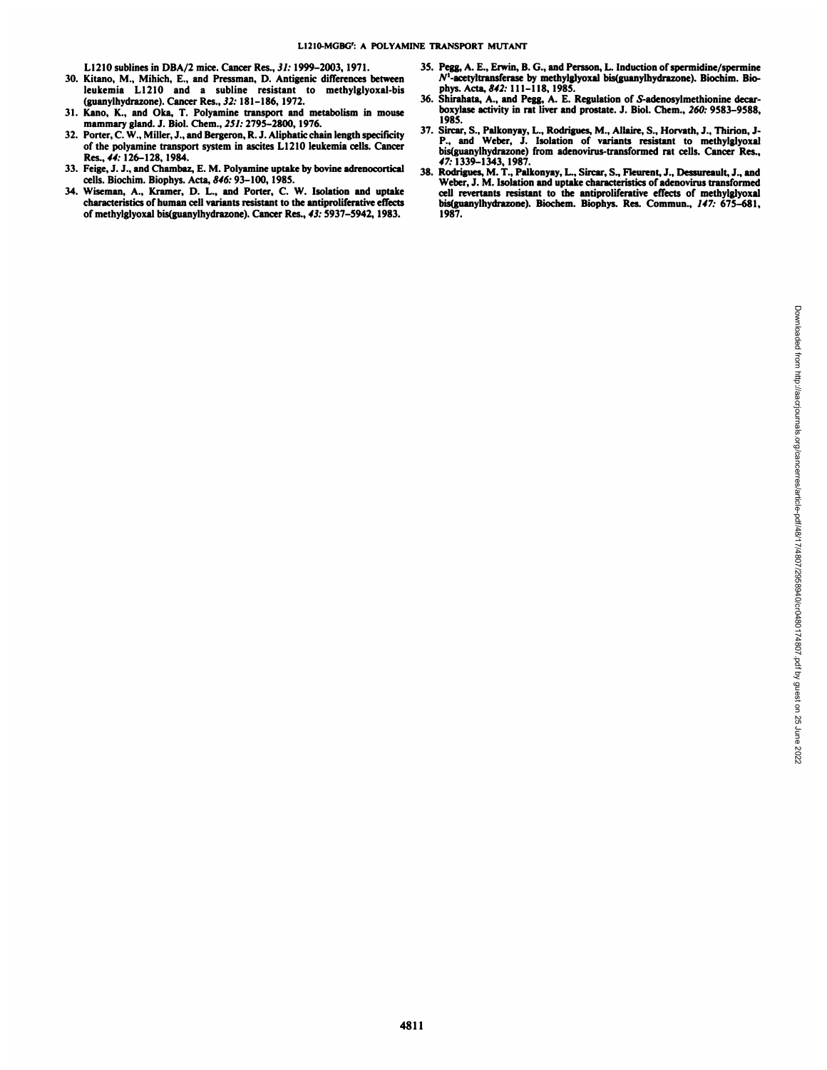L1210 sublines in DBA/2 mice. Cancer Res., *31:* 1999–2003, 1971.

30. Kitano, M., Mihich, E., and Pressman, D. Antigenic differences between leukemia L1210 and a subline resistant to methylglyoxal-bis (guanylhydrazone). Cancer Res., *32:* 181–186, 1972.
31. Kano, K., and Oka, T. Polyamine transport and metabolism in mouse mammary gland. J. Biol. Chem., *251:* 2795–2800, 1976.
32. Porter, C. W., Miller, J., and Bergeron, R. J. Aliphatic chain length specificity of the polyamine transport system in ascites L1210 leukemia cells. Cancer Res., *44:* 126–128, 1984.
33. Feige, J. J., and Chambaz, E. M. Polyamine uptake by bovine adrenocortical cells. Biochim. Biophys. Acta, *846:* 93–100, 1985.
34. Wiseman, A., Kramer, D. L., and Porter, C. W. Isolation and uptake characteristics of human cell variants resistant to the antiproliferative effects of methylglyoxal bis(guanylhydrazone). Cancer Res., *43:* 5937–5942, 1983.
35. Pegg, A. E., Erwin, B. G., and Persson, L. Induction of spermidine/spermine $N^1$-acetyltransferase by methylglyoxal bis(guanylhydrazone). Biochim. Biophys. Acta, *842:* 111–118, 1985.
36. Shirahata, A., and Pegg, A. E. Regulation of *S*-adenosylmethionine decarboxylase activity in rat liver and prostate. J. Biol. Chem., *260:* 9583–9588, 1985.
37. Sircar, S., Palkonyay, L., Rodrigues, M., Allaire, S., Horvath, J., Thirion, J-P., and Weber, J. Isolation of variants resistant to methylglyoxal bis(guanylhydrazone) from adenovirus-transformed rat cells. Cancer Res., *47:* 1339–1343, 1987.
38. Rodrigues, M. T., Palkonyay, L., Sircar, S., Fleurent, J., Dessureault, J., and Weber, J. M. Isolation and uptake characteristics of adenovirus transformed cell revertants resistant to the antiproliferative effects of methylglyoxal bis(guanylhydrazone). Biochem. Biophys. Res. Commun., *147:* 675–681, 1987.